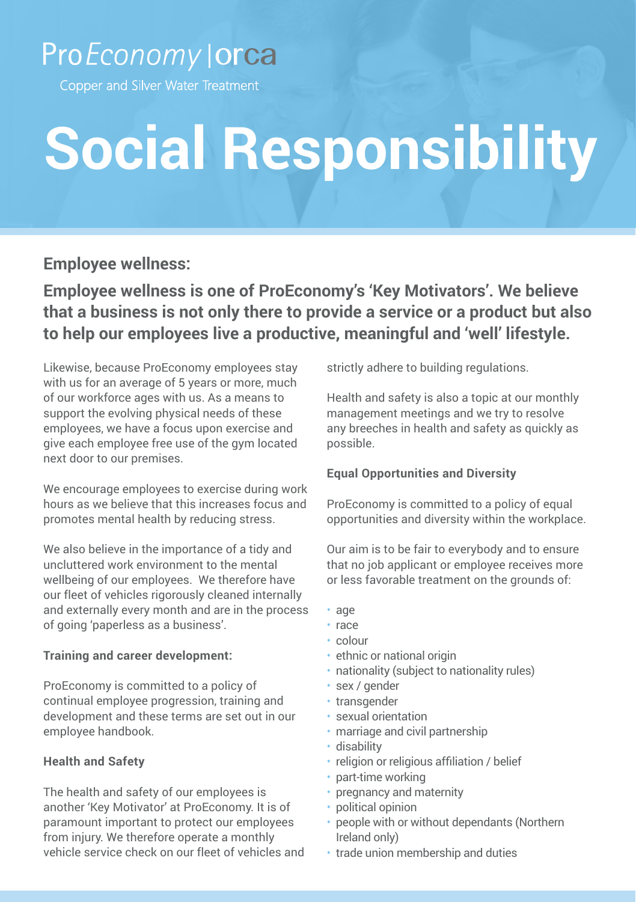ProEconomy | orca

Copper and Silver Water Treatment

# Social Responsibility

## Employee wellness:

### Employee wellness is one of ProEconomy's 'Key Motivators'. We believe that a business is not only there to provide a service or a product but also to help our employees live a productive, meaningful and 'well' lifestyle.

Likewise, because ProEconomy employees stay with us for an average of 5 years or more, much of our workforce ages with us. As a means to support the evolving physical needs of these employees, we have a focus upon exercise and give each employee free use of the gym located next door to our premises.

We encourage employees to exercise during work hours as we believe that this increases focus and promotes mental health by reducing stress.

We also believe in the importance of a tidy and uncluttered work environment to the mental wellbeing of our employees. We therefore have our fleet of vehicles rigorously cleaned internally and externally every month and are in the process of going 'paperless as a business'.

**Training and career development:**

ProEconomy is committed to a policy of continual employee progression, training and development and these terms are set out in our employee handbook.

**Health and Safety**

The health and safety of our employees is another 'Key Motivator' at ProEconomy. It is of paramount important to protect our employees from injury. We therefore operate a monthly vehicle service check on our fleet of vehicles and strictly adhere to building regulations.

Health and safety is also a topic at our monthly management meetings and we try to resolve any breeches in health and safety as quickly as possible.

**Equal Opportunities and Diversity**

ProEconomy is committed to a policy of equal opportunities and diversity within the workplace.

Our aim is to be fair to everybody and to ensure that no job applicant or employee receives more or less favorable treatment on the grounds of:

- age
- race
- colour
- ethnic or national origin
- nationality (subject to nationality rules)
- sex / gender
- transgender
- sexual orientation
- marriage and civil partnership
- disability
- religion or religious affiliation / belief
- part-time working
- pregnancy and maternity
- political opinion
- people with or without dependants (Northern Ireland only)
- trade union membership and duties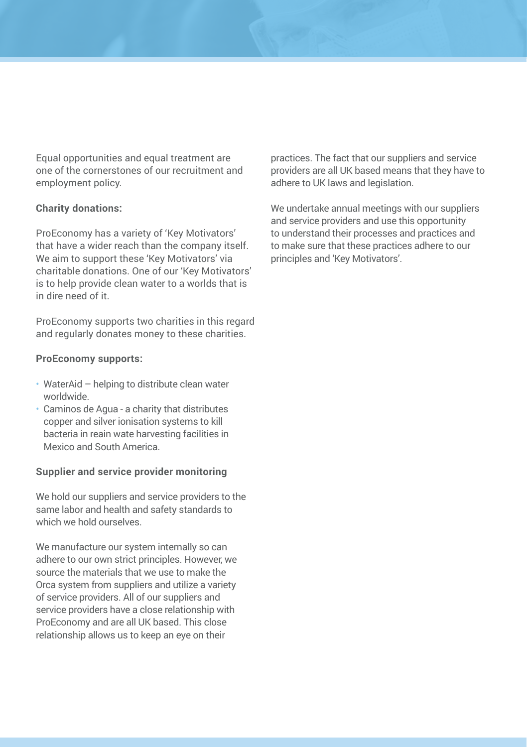Equal opportunities and equal treatment are one of the cornerstones of our recruitment and employment policy.

**Charity donations:**

ProEconomy has a variety of 'Key Motivators' that have a wider reach than the company itself. We aim to support these 'Key Motivators' via charitable donations. One of our 'Key Motivators' is to help provide clean water to a worlds that is in dire need of it.

ProEconomy supports two charities in this regard and regularly donates money to these charities.

**ProEconomy supports:**

- WaterAid – helping to distribute clean water worldwide.
- Caminos de Agua - a charity that distributes copper and silver ionisation systems to kill bacteria in reain wate harvesting facilities in Mexico and South America.

**Supplier and service provider monitoring**

We hold our suppliers and service providers to the same labor and health and safety standards to which we hold ourselves.

We manufacture our system internally so can adhere to our own strict principles. However, we source the materials that we use to make the Orca system from suppliers and utilize a variety of service providers. All of our suppliers and service providers have a close relationship with ProEconomy and are all UK based. This close relationship allows us to keep an eye on their practices. The fact that our suppliers and service providers are all UK based means that they have to adhere to UK laws and legislation.

We undertake annual meetings with our suppliers and service providers and use this opportunity to understand their processes and practices and to make sure that these practices adhere to our principles and 'Key Motivators'.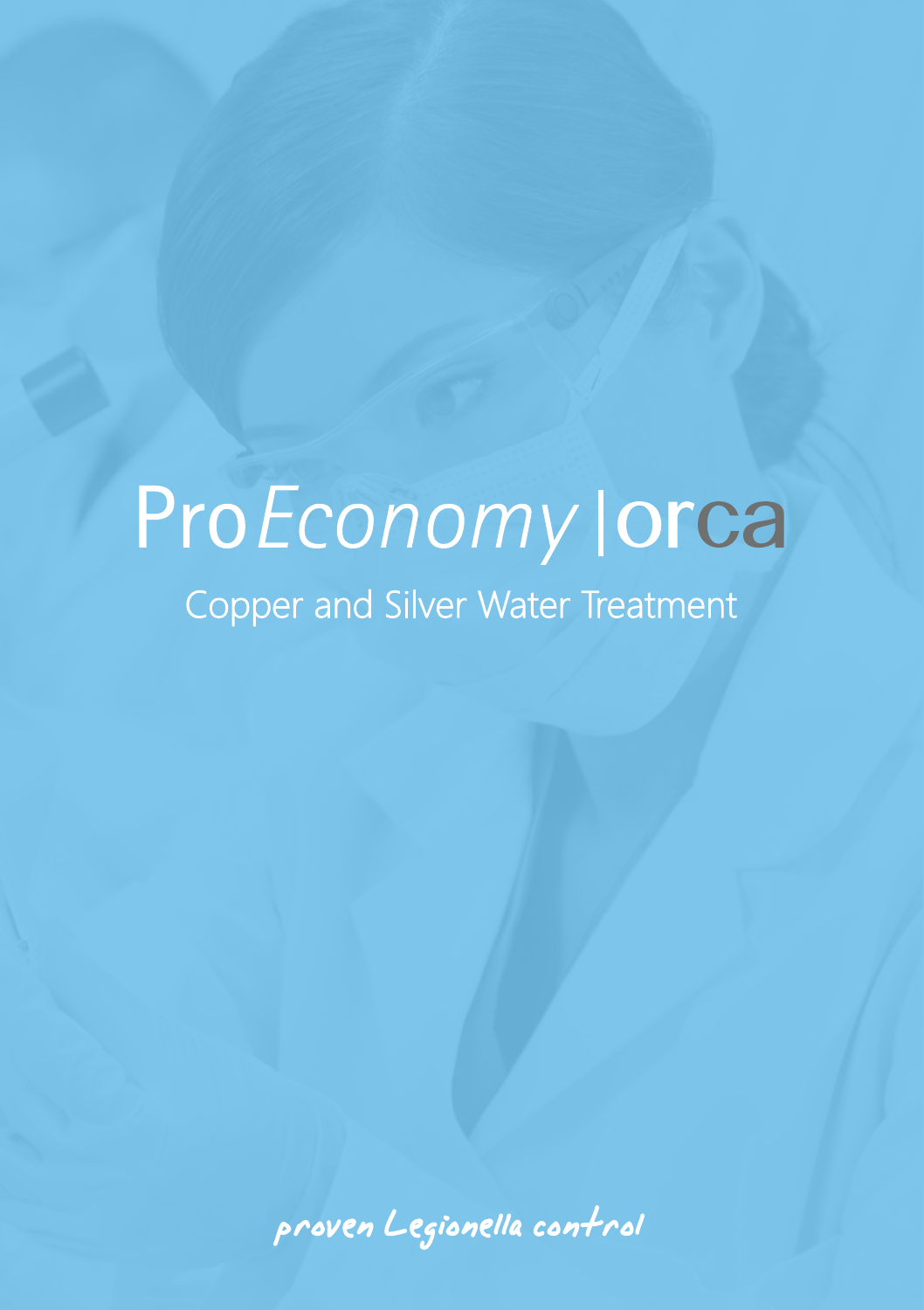# ProEconomy |orca

## Copper and Silver Water Treatment

proven Legionella control